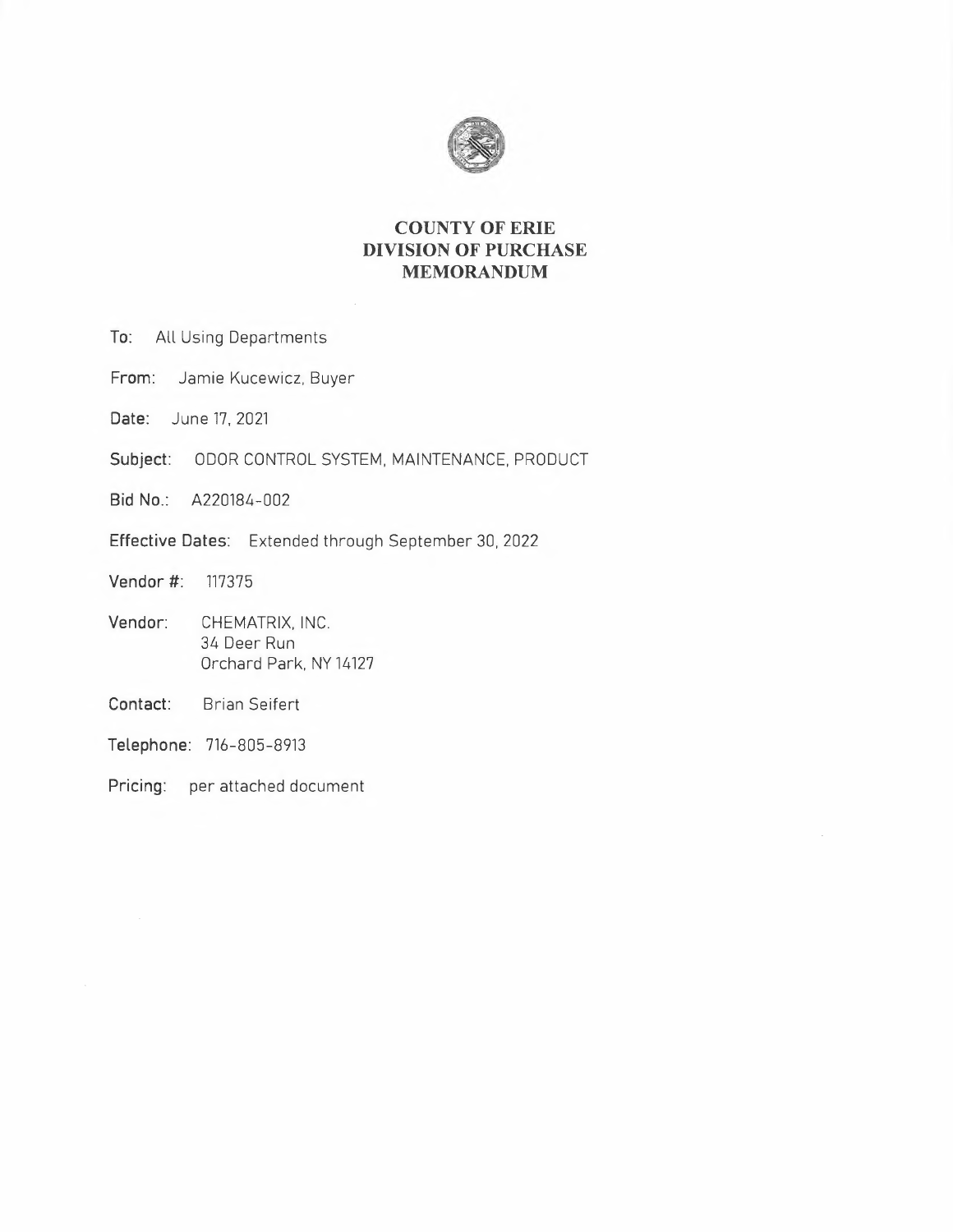# COUNTY OF ERIE
# DIVISION OF PURCHASE
# MEMORANDUM

**To:** All Using Departments

**From:** Jamie Kucewicz, Buyer

**Date:** June 17, 2021

**Subject:** ODOR CONTROL SYSTEM, MAINTENANCE, PRODUCT

**Bid No.:** A220184-002

**Effective Dates:** Extended through September 30, 2022

**Vendor #:** 117375

**Vendor:** CHEMATRIX, INC.
34 Deer Run
Orchard Park, NY 14127

**Contact:** Brian Seifert

**Telephone:** 716-805-8913

**Pricing:** per attached document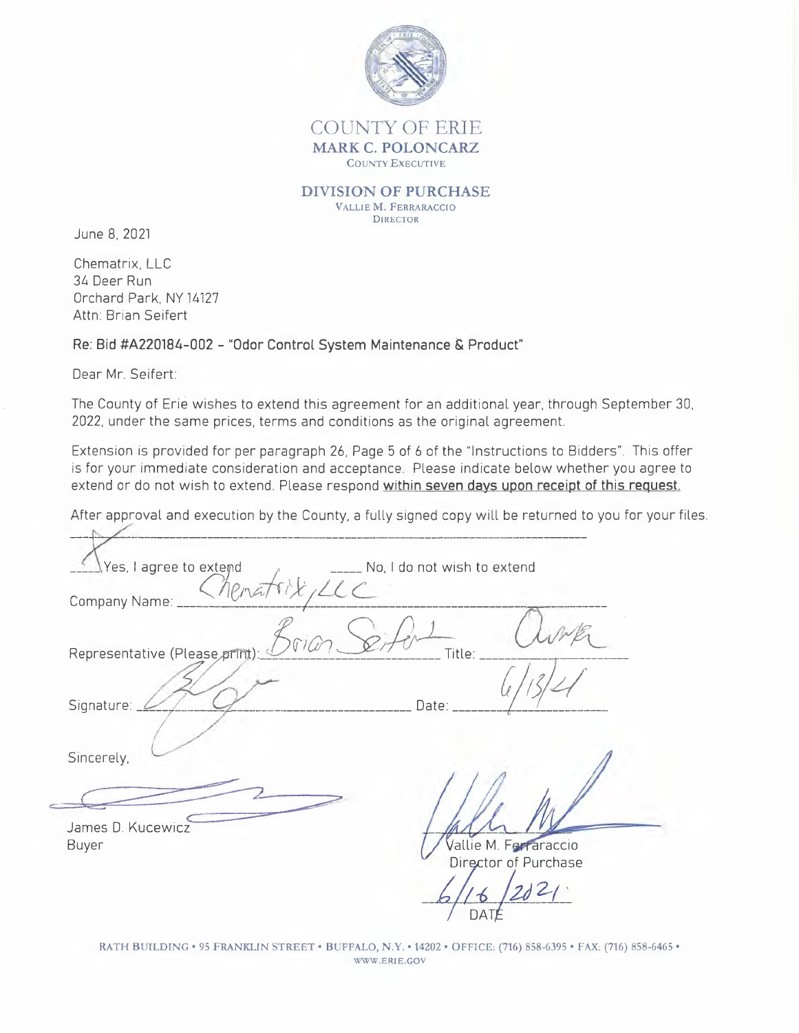COUNTY OF ERIE

**MARK C. POLONCARZ**

COUNTY EXECUTIVE

**DIVISION OF PURCHASE**

VALLIE M. FERRARACCIO

DIRECTOR

June 8, 2021

Chematrix, LLC
34 Deer Run
Orchard Park, NY 14127
Attn: Brian Seifert

**Re: Bid #A220184-002 - "Odor Control System Maintenance & Product"**

Dear Mr. Seifert:

The County of Erie wishes to extend this agreement for an additional year, through September 30, 2022, under the same prices, terms and conditions as the original agreement.

Extension is provided for per paragraph 26, Page 5 of 6 of the "Instructions to Bidders". This offer is for your immediate consideration and acceptance. Please indicate below whether you agree to extend or do not wish to extend. Please respond **within seven days upon receipt of this request.**

After approval and execution by the County, a fully signed copy will be returned to you for your files.

X Yes, I agree to extend     ____ No, I do not wish to extend

Company Name: Chematrix, LLC

Representative (Please print): Brian Seifert     Title: Owner

Signature: [signature]     Date: 6/13/21

Sincerely,

[signature]

James D. Kucewicz
Buyer

[signature]

Vallie M. Ferraraccio
Director of Purchase

6/16/2021
DATE

RATH BUILDING • 95 FRANKLIN STREET • BUFFALO, N.Y. • 14202 • OFFICE: (716) 858-6395 • FAX: (716) 858-6465 • WWW.ERIE.GOV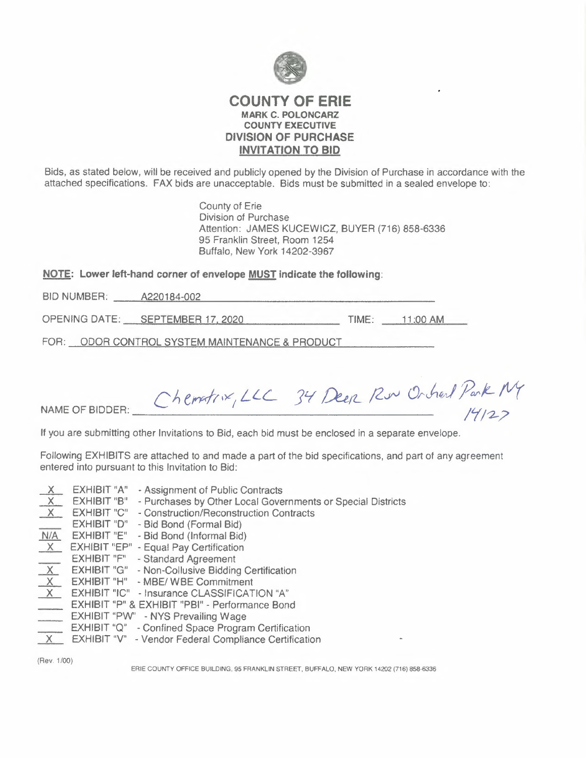# COUNTY OF ERIE

**MARK C. POLONCARZ**
**COUNTY EXECUTIVE**
**DIVISION OF PURCHASE**
**INVITATION TO BID**

Bids, as stated below, will be received and publicly opened by the Division of Purchase in accordance with the attached specifications. FAX bids are unacceptable. Bids must be submitted in a sealed envelope to:

County of Erie
Division of Purchase
Attention: JAMES KUCEWICZ, BUYER (716) 858-6336
95 Franklin Street, Room 1254
Buffalo, New York 14202-3967

**NOTE: Lower left-hand corner of envelope MUST indicate the following:**

BID NUMBER: A220184-002

OPENING DATE: SEPTEMBER 17, 2020 TIME: 11:00 AM

FOR: ODOR CONTROL SYSTEM MAINTENANCE & PRODUCT

NAME OF BIDDER: Chemtrix, LLC 34 Deer Run Orchard Park NY 14127

If you are submitting other Invitations to Bid, each bid must be enclosed in a separate envelope.

Following EXHIBITS are attached to and made a part of the bid specifications, and part of any agreement entered into pursuant to this Invitation to Bid:

| | | |
|---|---|---|
| X | EXHIBIT "A" | - Assignment of Public Contracts |
| X | EXHIBIT "B" | - Purchases by Other Local Governments or Special Districts |
| X | EXHIBIT "C" | - Construction/Reconstruction Contracts |
| | EXHIBIT "D" | - Bid Bond (Formal Bid) |
| N/A | EXHIBIT "E" | - Bid Bond (Informal Bid) |
| X | EXHIBIT "EP" | - Equal Pay Certification |
| | EXHIBIT "F" | - Standard Agreement |
| X | EXHIBIT "G" | - Non-Collusive Bidding Certification |
| X | EXHIBIT "H" | - MBE/ WBE Commitment |
| X | EXHIBIT "IC" | - Insurance CLASSIFICATION "A" |
| | EXHIBIT "P" & EXHIBIT "PBI" | - Performance Bond |
| | EXHIBIT "PW" | - NYS Prevailing Wage |
| | EXHIBIT "Q" | - Confined Space Program Certification |
| X | EXHIBIT "V" | - Vendor Federal Compliance Certification |

(Rev. 1/00)

ERIE COUNTY OFFICE BUILDING, 95 FRANKLIN STREET, BUFFALO, NEW YORK 14202 (716) 858-6336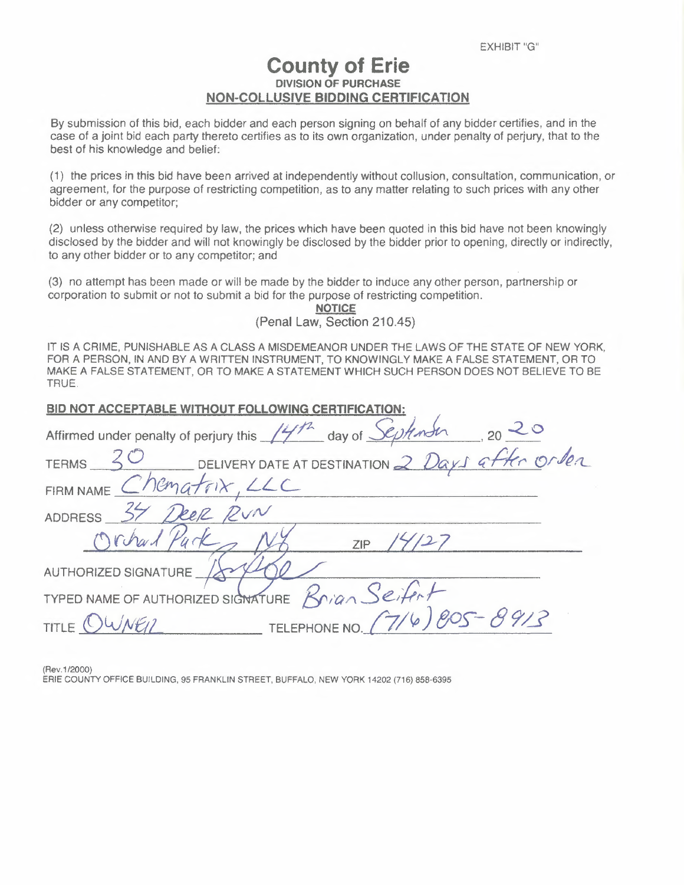EXHIBIT "G"

# County of Erie

**DIVISION OF PURCHASE**

**NON-COLLUSIVE BIDDING CERTIFICATION**

By submission of this bid, each bidder and each person signing on behalf of any bidder certifies, and in the case of a joint bid each party thereto certifies as to its own organization, under penalty of perjury, that to the best of his knowledge and belief:

(1) the prices in this bid have been arrived at independently without collusion, consultation, communication, or agreement, for the purpose of restricting competition, as to any matter relating to such prices with any other bidder or any competitor;

(2) unless otherwise required by law, the prices which have been quoted in this bid have not been knowingly disclosed by the bidder and will not knowingly be disclosed by the bidder prior to opening, directly or indirectly, to any other bidder or to any competitor; and

(3) no attempt has been made or will be made by the bidder to induce any other person, partnership or corporation to submit or not to submit a bid for the purpose of restricting competition.

**NOTICE**

(Penal Law, Section 210.45)

IT IS A CRIME, PUNISHABLE AS A CLASS A MISDEMEANOR UNDER THE LAWS OF THE STATE OF NEW YORK, FOR A PERSON, IN AND BY A WRITTEN INSTRUMENT, TO KNOWINGLY MAKE A FALSE STATEMENT, OR TO MAKE A FALSE STATEMENT, OR TO MAKE A STATEMENT WHICH SUCH PERSON DOES NOT BELIEVE TO BE TRUE.

**BID NOT ACCEPTABLE WITHOUT FOLLOWING CERTIFICATION:**

Affirmed under penalty of perjury this 14th day of September, 20 20

TERMS 30 DELIVERY DATE AT DESTINATION 2 Days after order

FIRM NAME Chematrix, LLC

ADDRESS 34 Deer Run

Orchard Park, NY ZIP 14127

AUTHORIZED SIGNATURE [signature]

TYPED NAME OF AUTHORIZED SIGNATURE Brian Seifert

TITLE Owner TELEPHONE NO. (716) 805-8913

(Rev.1/2000)

ERIE COUNTY OFFICE BUILDING, 95 FRANKLIN STREET, BUFFALO, NEW YORK 14202 (716) 858-6395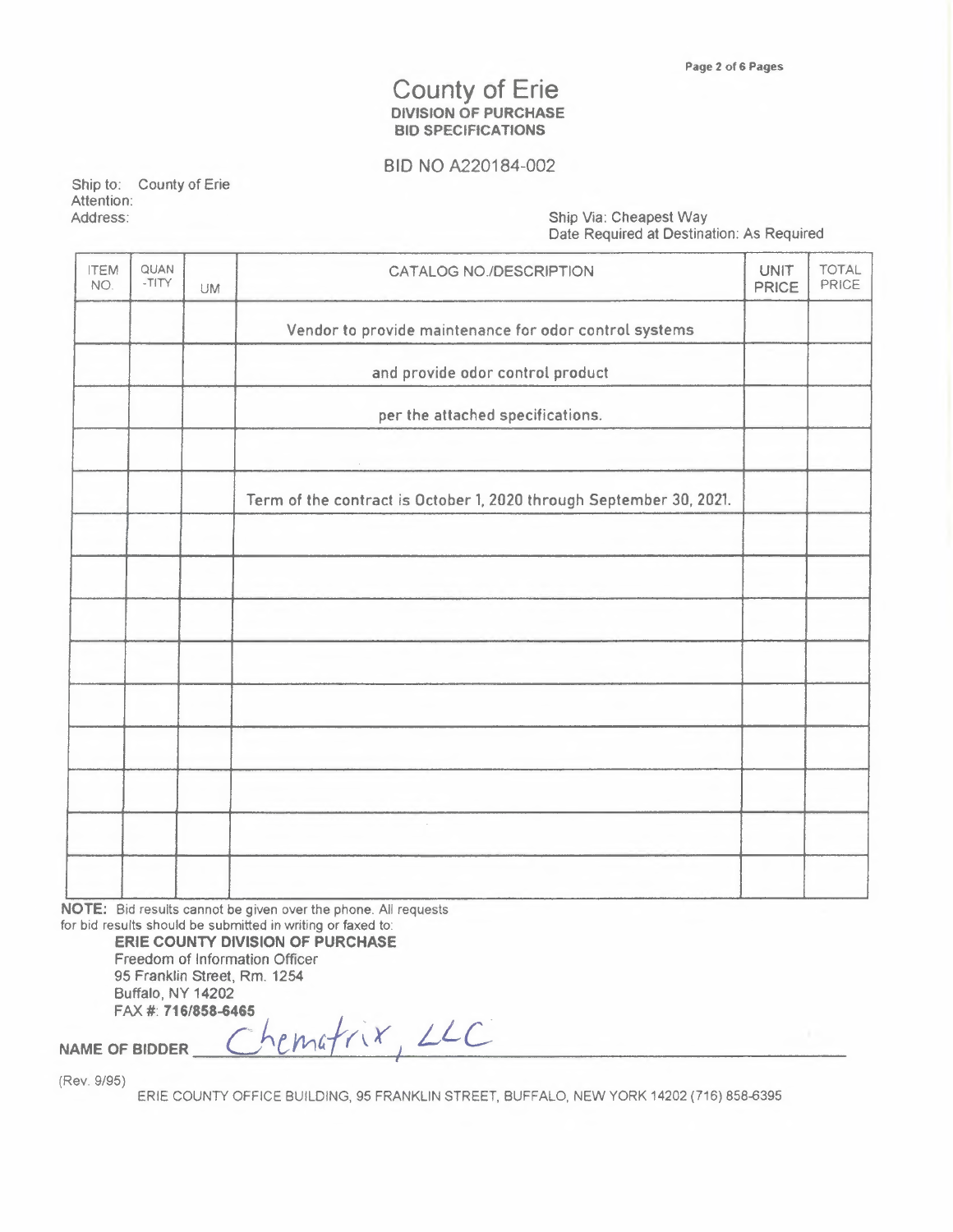# County of Erie
**DIVISION OF PURCHASE**
**BID SPECIFICATIONS**

BID NO A220184-002

Ship to: County of Erie
Attention:
Address:

Ship Via: Cheapest Way
Date Required at Destination: As Required

| ITEM NO. | QUAN-TITY | UM | CATALOG NO./DESCRIPTION | UNIT PRICE | TOTAL PRICE |
|---|---|---|---|---|---|
| | | | Vendor to provide maintenance for odor control systems | | |
| | | | and provide odor control product | | |
| | | | per the attached specifications. | | |
| | | | | | |
| | | | Term of the contract is October 1, 2020 through September 30, 2021. | | |
| | | | | | |
| | | | | | |
| | | | | | |
| | | | | | |
| | | | | | |
| | | | | | |
| | | | | | |
| | | | | | |
| | | | | | |

**NOTE:** Bid results cannot be given over the phone. All requests for bid results should be submitted in writing or faxed to:

**ERIE COUNTY DIVISION OF PURCHASE**
Freedom of Information Officer
95 Franklin Street, Rm. 1254
Buffalo, NY 14202
FAX #: **716/858-6465**

**NAME OF BIDDER** Chematrix, LLC

(Rev. 9/95)

ERIE COUNTY OFFICE BUILDING, 95 FRANKLIN STREET, BUFFALO, NEW YORK 14202 (716) 858-6395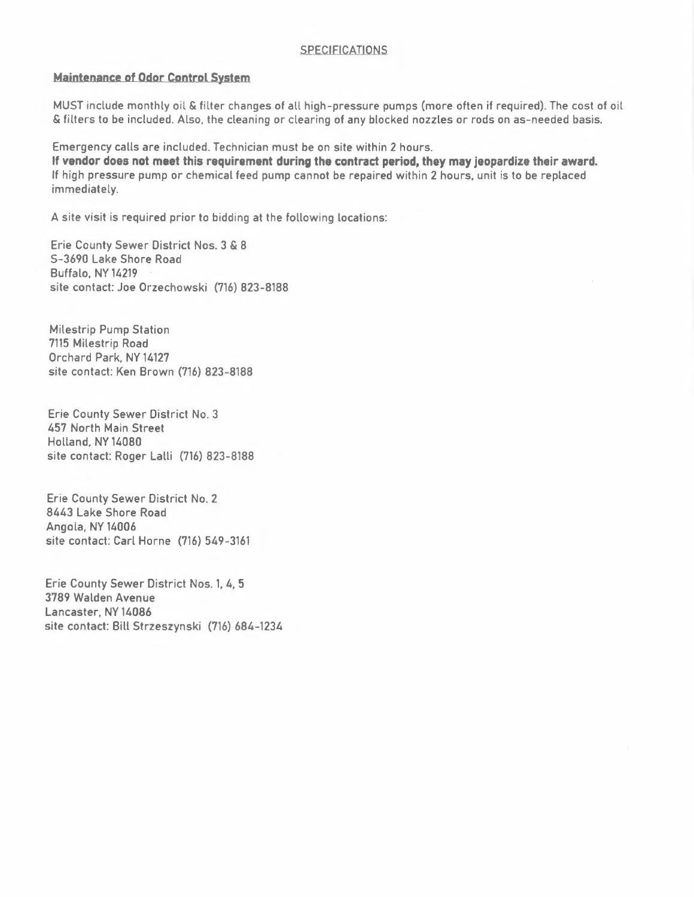## SPECIFICATIONS

### Maintenance of Odor Control System

MUST include monthly oil & filter changes of all high-pressure pumps (more often if required). The cost of oil & filters to be included. Also, the cleaning or clearing of any blocked nozzles or rods on as-needed basis.

Emergency calls are included. Technician must be on site within 2 hours.
**If vendor does not meet this requirement during the contract period, they may jeopardize their award.**
If high pressure pump or chemical feed pump cannot be repaired within 2 hours, unit is to be replaced immediately.

A site visit is required prior to bidding at the following locations:

Erie County Sewer District Nos. 3 & 8
S-3690 Lake Shore Road
Buffalo, NY 14219
site contact: Joe Orzechowski (716) 823-8188

Milestrip Pump Station
7115 Milestrip Road
Orchard Park, NY 14127
site contact: Ken Brown (716) 823-8188

Erie County Sewer District No. 3
457 North Main Street
Holland, NY 14080
site contact: Roger Lalli (716) 823-8188

Erie County Sewer District No. 2
8443 Lake Shore Road
Angola, NY 14006
site contact: Carl Horne (716) 549-3161

Erie County Sewer District Nos. 1, 4, 5
3789 Walden Avenue
Lancaster, NY 14086
site contact: Bill Strzeszynski (716) 684-1234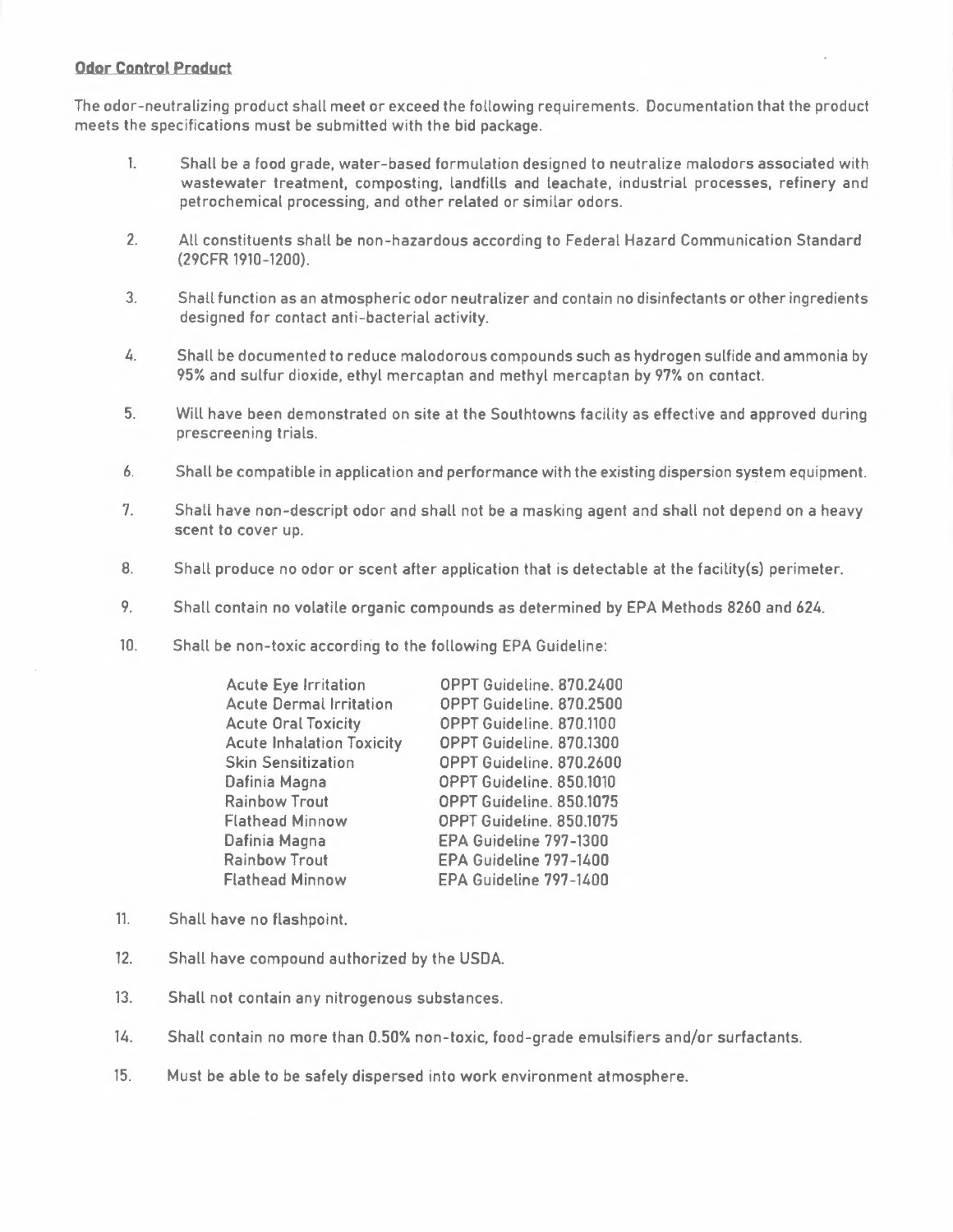**Odor Control Product**

The odor-neutralizing product shall meet or exceed the following requirements. Documentation that the product meets the specifications must be submitted with the bid package.

1. Shall be a food grade, water-based formulation designed to neutralize malodors associated with wastewater treatment, composting, landfills and leachate, industrial processes, refinery and petrochemical processing, and other related or similar odors.

2. All constituents shall be non-hazardous according to Federal Hazard Communication Standard (29CFR 1910-1200).

3. Shall function as an atmospheric odor neutralizer and contain no disinfectants or other ingredients designed for contact anti-bacterial activity.

4. Shall be documented to reduce malodorous compounds such as hydrogen sulfide and ammonia by 95% and sulfur dioxide, ethyl mercaptan and methyl mercaptan by 97% on contact.

5. Will have been demonstrated on site at the Southtowns facility as effective and approved during prescreening trials.

6. Shall be compatible in application and performance with the existing dispersion system equipment.

7. Shall have non-descript odor and shall not be a masking agent and shall not depend on a heavy scent to cover up.

8. Shall produce no odor or scent after application that is detectable at the facility(s) perimeter.

9. Shall contain no volatile organic compounds as determined by EPA Methods 8260 and 624.

10. Shall be non-toxic according to the following EPA Guideline:

| | |
|---|---|
| Acute Eye Irritation | OPPT Guideline. 870.2400 |
| Acute Dermal Irritation | OPPT Guideline. 870.2500 |
| Acute Oral Toxicity | OPPT Guideline. 870.1100 |
| Acute Inhalation Toxicity | OPPT Guideline. 870.1300 |
| Skin Sensitization | OPPT Guideline. 870.2600 |
| Dafinia Magna | OPPT Guideline. 850.1010 |
| Rainbow Trout | OPPT Guideline. 850.1075 |
| Flathead Minnow | OPPT Guideline. 850.1075 |
| Dafinia Magna | EPA Guideline 797-1300 |
| Rainbow Trout | EPA Guideline 797-1400 |
| Flathead Minnow | EPA Guideline 797-1400 |

11. Shall have no flashpoint.

12. Shall have compound authorized by the USDA.

13. Shall not contain any nitrogenous substances.

14. Shall contain no more than 0.50% non-toxic, food-grade emulsifiers and/or surfactants.

15. Must be able to be safely dispersed into work environment atmosphere.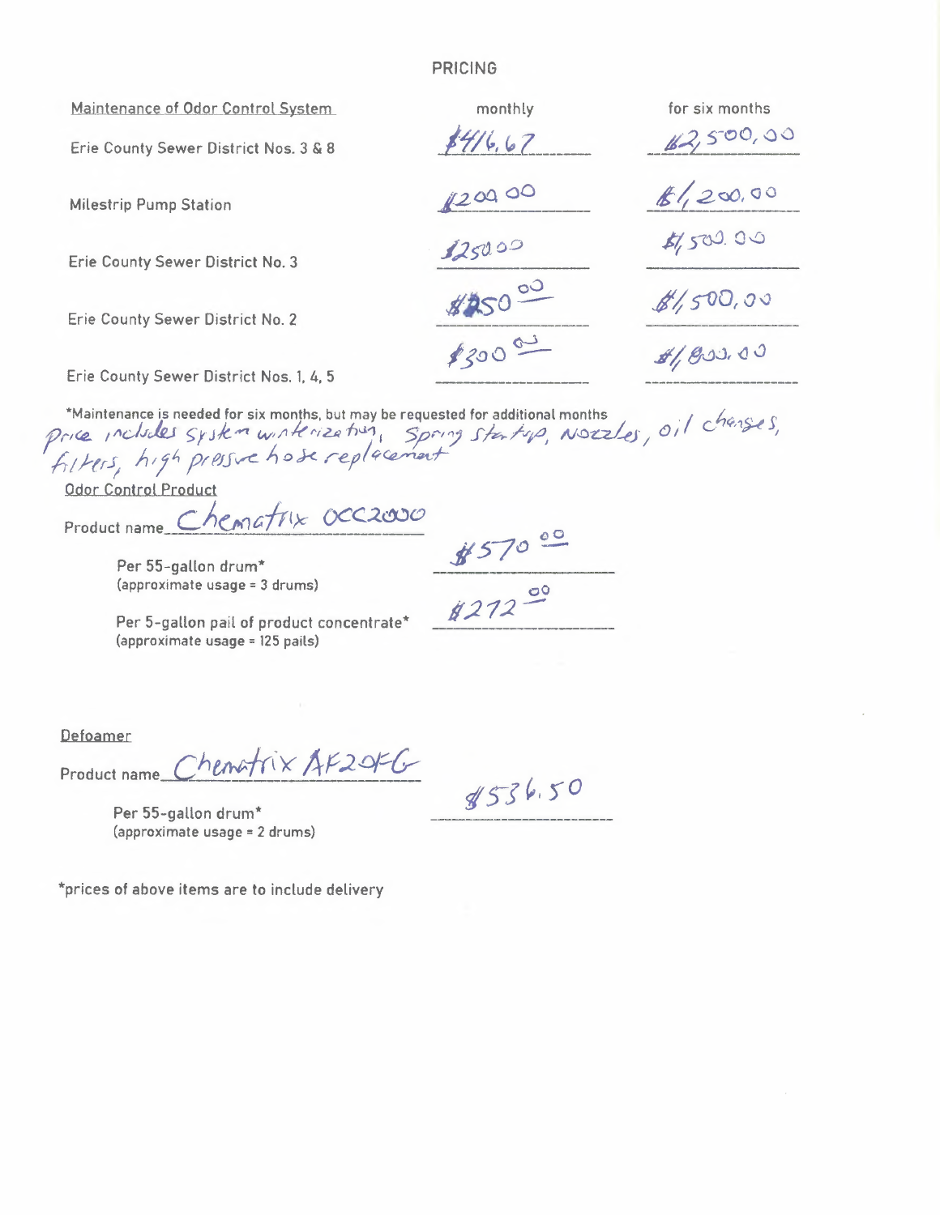# PRICING

| Maintenance of Odor Control System | monthly | for six months |
|---|---|---|
| Erie County Sewer District Nos. 3 & 8 | $416.67 | $2,500.00 |
| Milestrip Pump Station | $200.00 | $1,200.00 |
| Erie County Sewer District No. 3 | $250.00 | $1,500.00 |
| Erie County Sewer District No. 2 | $250.00 | $1,500.00 |
| Erie County Sewer District Nos. 1, 4, 5 | $300.00 | $1,800.00 |

*Maintenance is needed for six months, but may be requested for additional months

Price includes system winterization, Spring Startup, nozzles, oil changes, filters, high pressure hose replacement

**Odor Control Product**

Product name Chematrix OCC2000

| | |
|---|---|
| Per 55-gallon drum* (approximate usage = 3 drums) | $570.00 |
| Per 5-gallon pail of product concentrate* (approximate usage = 125 pails) | $272.00 |

**Defoamer**

Product name Chematrix AF20FG

| | |
|---|---|
| Per 55-gallon drum* (approximate usage = 2 drums) | $536.50 |

*prices of above items are to include delivery